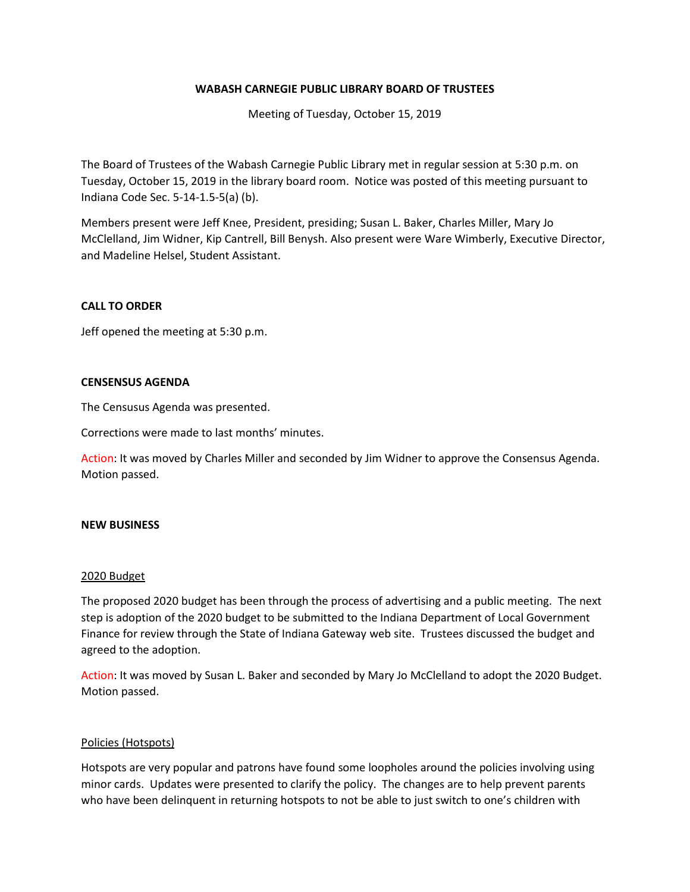**WABASH CARNEGIE PUBLIC LIBRARY BOARD OF TRUSTEES**

Meeting of Tuesday, October 15, 2019

The Board of Trustees of the Wabash Carnegie Public Library met in regular session at 5:30 p.m. on Tuesday, October 15, 2019 in the library board room. Notice was posted of this meeting pursuant to Indiana Code Sec. 5-14-1.5-5(a) (b).

Members present were Jeff Knee, President, presiding; Susan L. Baker, Charles Miller, Mary Jo McClelland, Jim Widner, Kip Cantrell, Bill Benysh. Also present were Ware Wimberly, Executive Director, and Madeline Helsel, Student Assistant.

**CALL TO ORDER**

Jeff opened the meeting at 5:30 p.m.

**CENSENSUS AGENDA**

The Censusus Agenda was presented.

Corrections were made to last months' minutes.

Action: It was moved by Charles Miller and seconded by Jim Widner to approve the Consensus Agenda. Motion passed.

**NEW BUSINESS**

2020 Budget

The proposed 2020 budget has been through the process of advertising and a public meeting. The next step is adoption of the 2020 budget to be submitted to the Indiana Department of Local Government Finance for review through the State of Indiana Gateway web site. Trustees discussed the budget and agreed to the adoption.

Action: It was moved by Susan L. Baker and seconded by Mary Jo McClelland to adopt the 2020 Budget. Motion passed.

Policies (Hotspots)

Hotspots are very popular and patrons have found some loopholes around the policies involving using minor cards. Updates were presented to clarify the policy. The changes are to help prevent parents who have been delinquent in returning hotspots to not be able to just switch to one's children with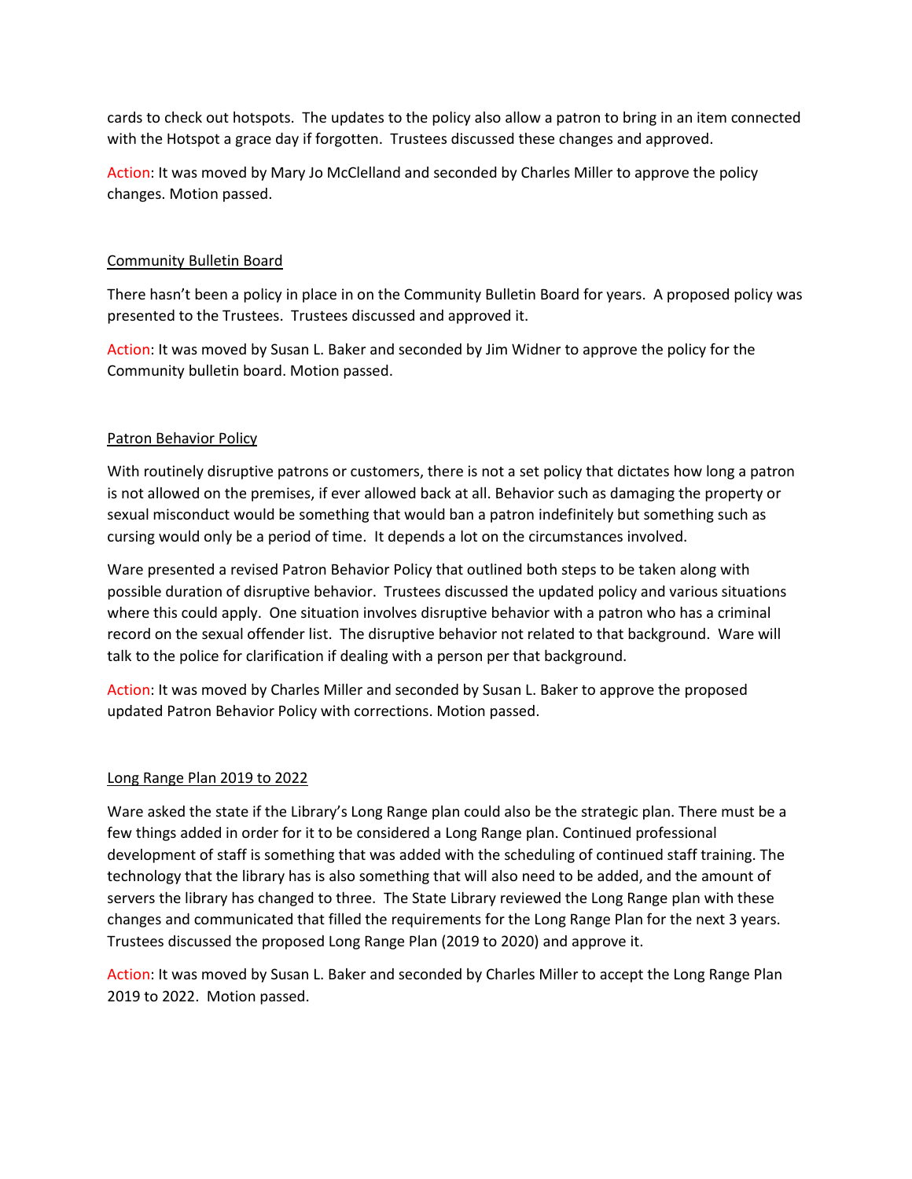cards to check out hotspots. The updates to the policy also allow a patron to bring in an item connected with the Hotspot a grace day if forgotten. Trustees discussed these changes and approved.

Action: It was moved by Mary Jo McClelland and seconded by Charles Miller to approve the policy changes. Motion passed.

<u>Community Bulletin Board</u>

There hasn't been a policy in place in on the Community Bulletin Board for years. A proposed policy was presented to the Trustees. Trustees discussed and approved it.

Action: It was moved by Susan L. Baker and seconded by Jim Widner to approve the policy for the Community bulletin board. Motion passed.

<u>Patron Behavior Policy</u>

With routinely disruptive patrons or customers, there is not a set policy that dictates how long a patron is not allowed on the premises, if ever allowed back at all. Behavior such as damaging the property or sexual misconduct would be something that would ban a patron indefinitely but something such as cursing would only be a period of time. It depends a lot on the circumstances involved.

Ware presented a revised Patron Behavior Policy that outlined both steps to be taken along with possible duration of disruptive behavior. Trustees discussed the updated policy and various situations where this could apply. One situation involves disruptive behavior with a patron who has a criminal record on the sexual offender list. The disruptive behavior not related to that background. Ware will talk to the police for clarification if dealing with a person per that background.

Action: It was moved by Charles Miller and seconded by Susan L. Baker to approve the proposed updated Patron Behavior Policy with corrections. Motion passed.

<u>Long Range Plan 2019 to 2022</u>

Ware asked the state if the Library's Long Range plan could also be the strategic plan. There must be a few things added in order for it to be considered a Long Range plan. Continued professional development of staff is something that was added with the scheduling of continued staff training. The technology that the library has is also something that will also need to be added, and the amount of servers the library has changed to three. The State Library reviewed the Long Range plan with these changes and communicated that filled the requirements for the Long Range Plan for the next 3 years. Trustees discussed the proposed Long Range Plan (2019 to 2020) and approve it.

Action: It was moved by Susan L. Baker and seconded by Charles Miller to accept the Long Range Plan 2019 to 2022. Motion passed.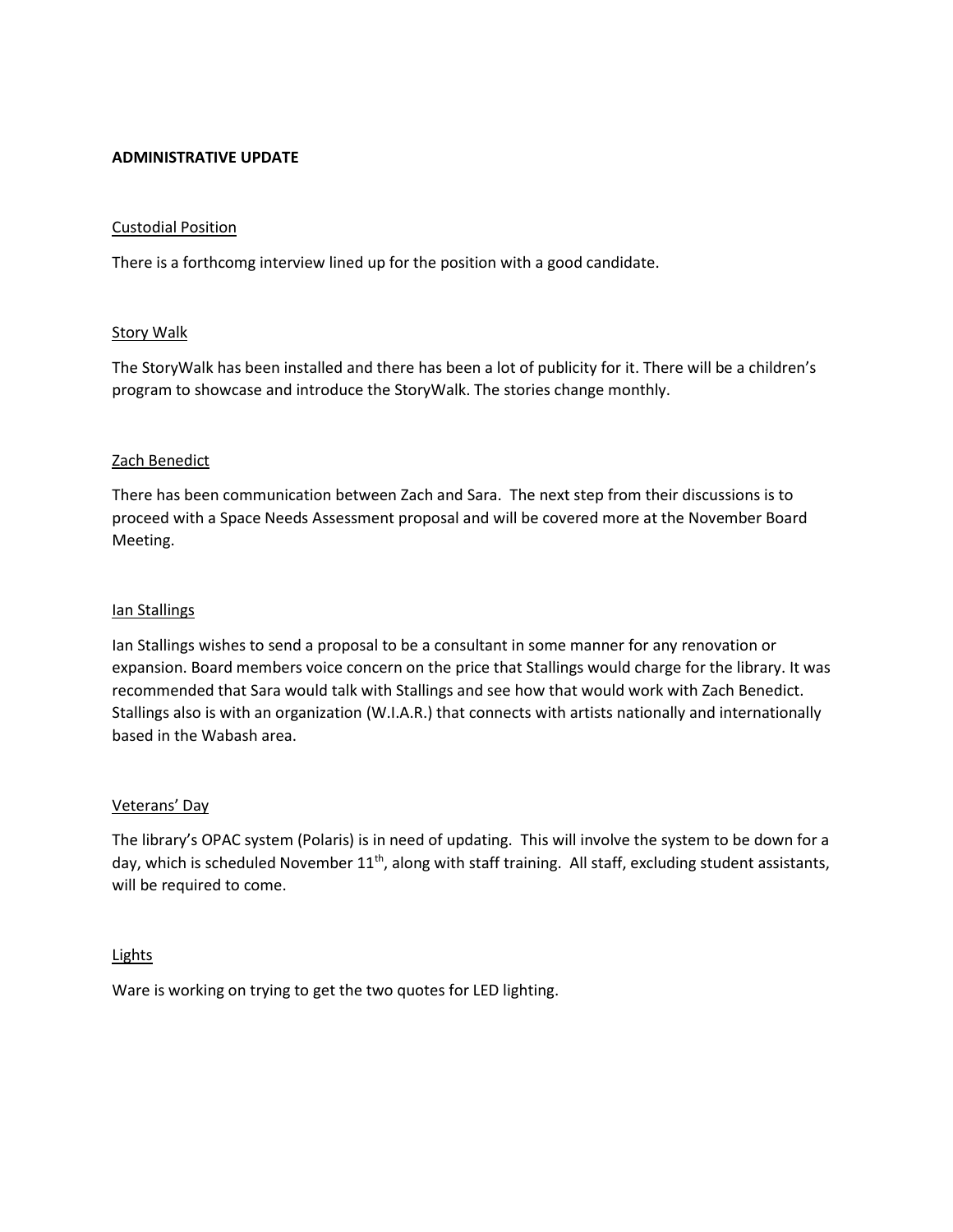**ADMINISTRATIVE UPDATE**

Custodial Position

There is a forthcomg interview lined up for the position with a good candidate.

Story Walk

The StoryWalk has been installed and there has been a lot of publicity for it. There will be a children's program to showcase and introduce the StoryWalk. The stories change monthly.

Zach Benedict

There has been communication between Zach and Sara. The next step from their discussions is to proceed with a Space Needs Assessment proposal and will be covered more at the November Board Meeting.

Ian Stallings

Ian Stallings wishes to send a proposal to be a consultant in some manner for any renovation or expansion. Board members voice concern on the price that Stallings would charge for the library. It was recommended that Sara would talk with Stallings and see how that would work with Zach Benedict. Stallings also is with an organization (W.I.A.R.) that connects with artists nationally and internationally based in the Wabash area.

Veterans' Day

The library's OPAC system (Polaris) is in need of updating. This will involve the system to be down for a day, which is scheduled November 11th, along with staff training. All staff, excluding student assistants, will be required to come.

Lights

Ware is working on trying to get the two quotes for LED lighting.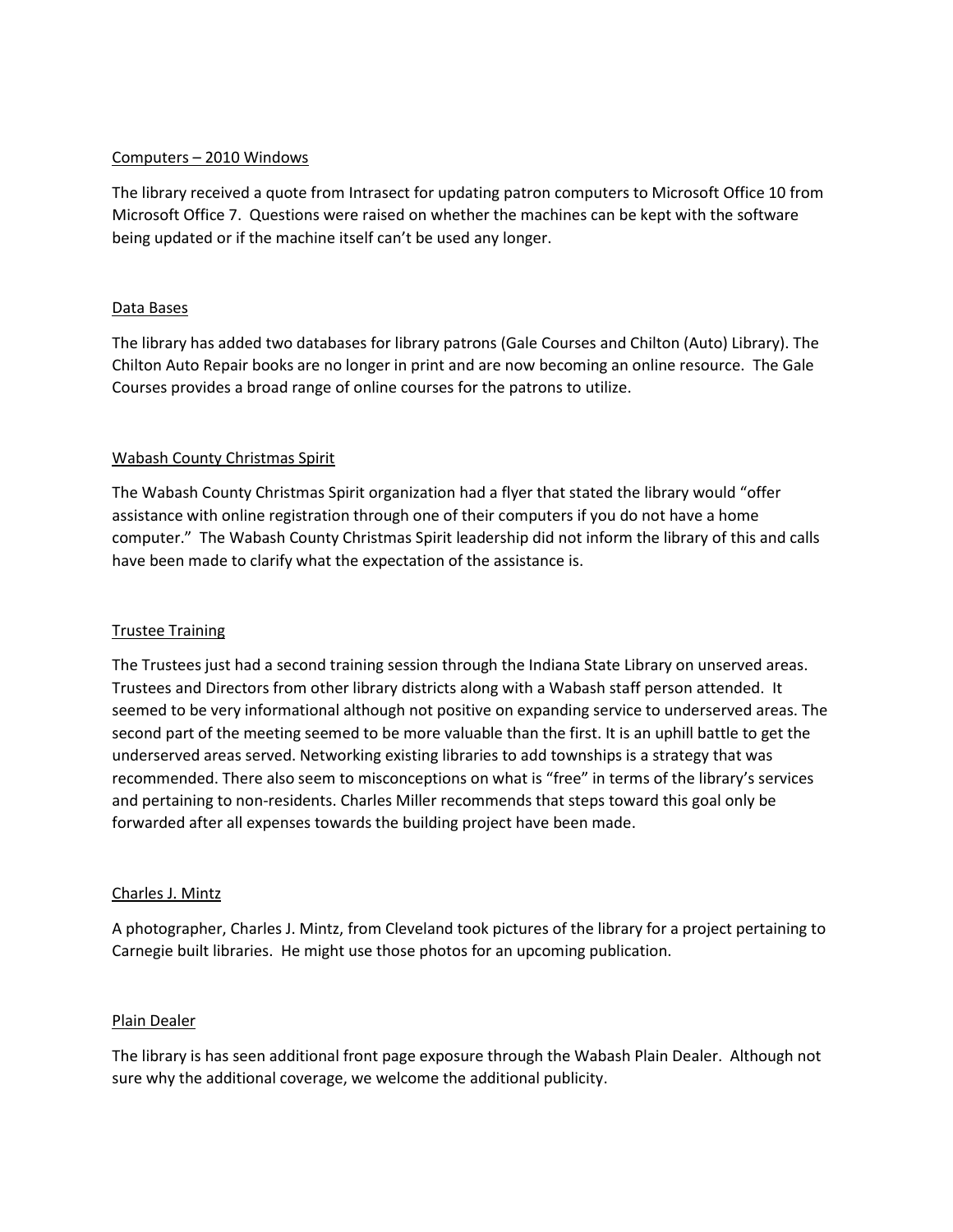Computers – 2010 Windows

The library received a quote from Intrasect for updating patron computers to Microsoft Office 10 from Microsoft Office 7. Questions were raised on whether the machines can be kept with the software being updated or if the machine itself can't be used any longer.

Data Bases

The library has added two databases for library patrons (Gale Courses and Chilton (Auto) Library). The Chilton Auto Repair books are no longer in print and are now becoming an online resource. The Gale Courses provides a broad range of online courses for the patrons to utilize.

Wabash County Christmas Spirit

The Wabash County Christmas Spirit organization had a flyer that stated the library would "offer assistance with online registration through one of their computers if you do not have a home computer." The Wabash County Christmas Spirit leadership did not inform the library of this and calls have been made to clarify what the expectation of the assistance is.

Trustee Training

The Trustees just had a second training session through the Indiana State Library on unserved areas. Trustees and Directors from other library districts along with a Wabash staff person attended. It seemed to be very informational although not positive on expanding service to underserved areas. The second part of the meeting seemed to be more valuable than the first. It is an uphill battle to get the underserved areas served. Networking existing libraries to add townships is a strategy that was recommended. There also seem to misconceptions on what is "free" in terms of the library's services and pertaining to non-residents. Charles Miller recommends that steps toward this goal only be forwarded after all expenses towards the building project have been made.

Charles J. Mintz

A photographer, Charles J. Mintz, from Cleveland took pictures of the library for a project pertaining to Carnegie built libraries. He might use those photos for an upcoming publication.

Plain Dealer

The library is has seen additional front page exposure through the Wabash Plain Dealer. Although not sure why the additional coverage, we welcome the additional publicity.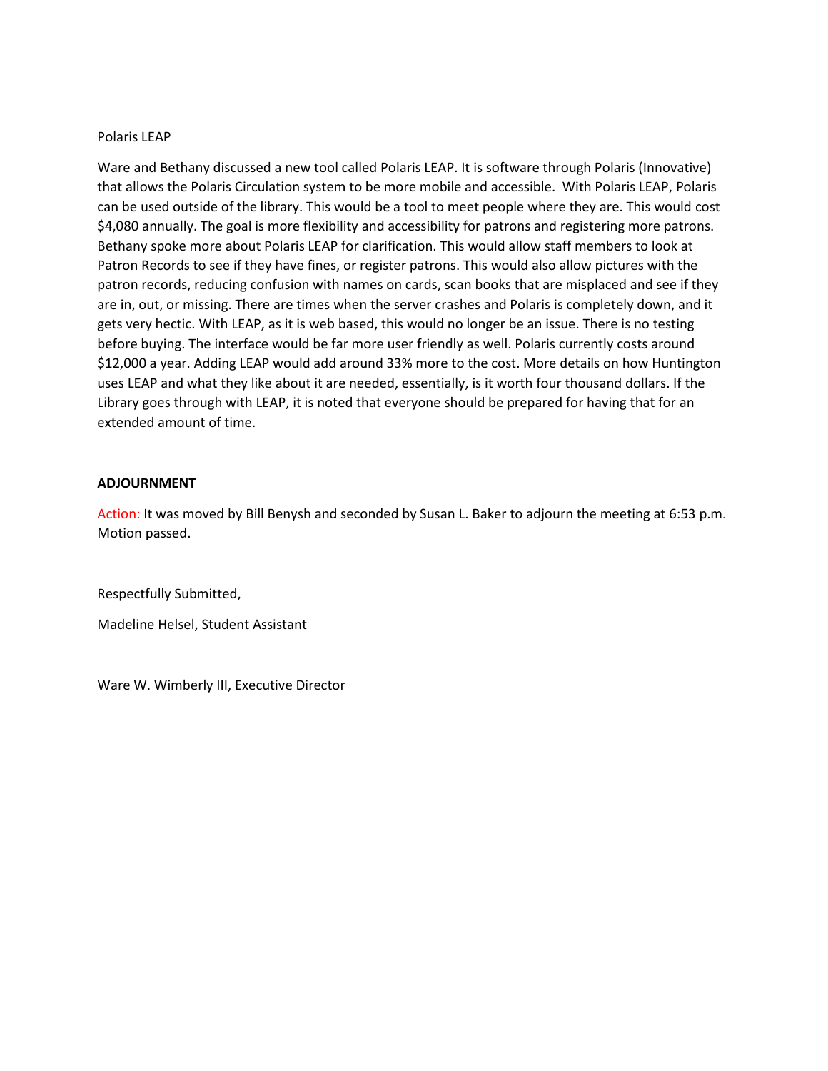Polaris LEAP

Ware and Bethany discussed a new tool called Polaris LEAP. It is software through Polaris (Innovative) that allows the Polaris Circulation system to be more mobile and accessible. With Polaris LEAP, Polaris can be used outside of the library. This would be a tool to meet people where they are. This would cost $4,080 annually. The goal is more flexibility and accessibility for patrons and registering more patrons. Bethany spoke more about Polaris LEAP for clarification. This would allow staff members to look at Patron Records to see if they have fines, or register patrons. This would also allow pictures with the patron records, reducing confusion with names on cards, scan books that are misplaced and see if they are in, out, or missing. There are times when the server crashes and Polaris is completely down, and it gets very hectic. With LEAP, as it is web based, this would no longer be an issue. There is no testing before buying. The interface would be far more user friendly as well. Polaris currently costs around $12,000 a year. Adding LEAP would add around 33% more to the cost. More details on how Huntington uses LEAP and what they like about it are needed, essentially, is it worth four thousand dollars. If the Library goes through with LEAP, it is noted that everyone should be prepared for having that for an extended amount of time.

**ADJOURNMENT**

Action: It was moved by Bill Benysh and seconded by Susan L. Baker to adjourn the meeting at 6:53 p.m. Motion passed.

Respectfully Submitted,

Madeline Helsel, Student Assistant

Ware W. Wimberly III, Executive Director